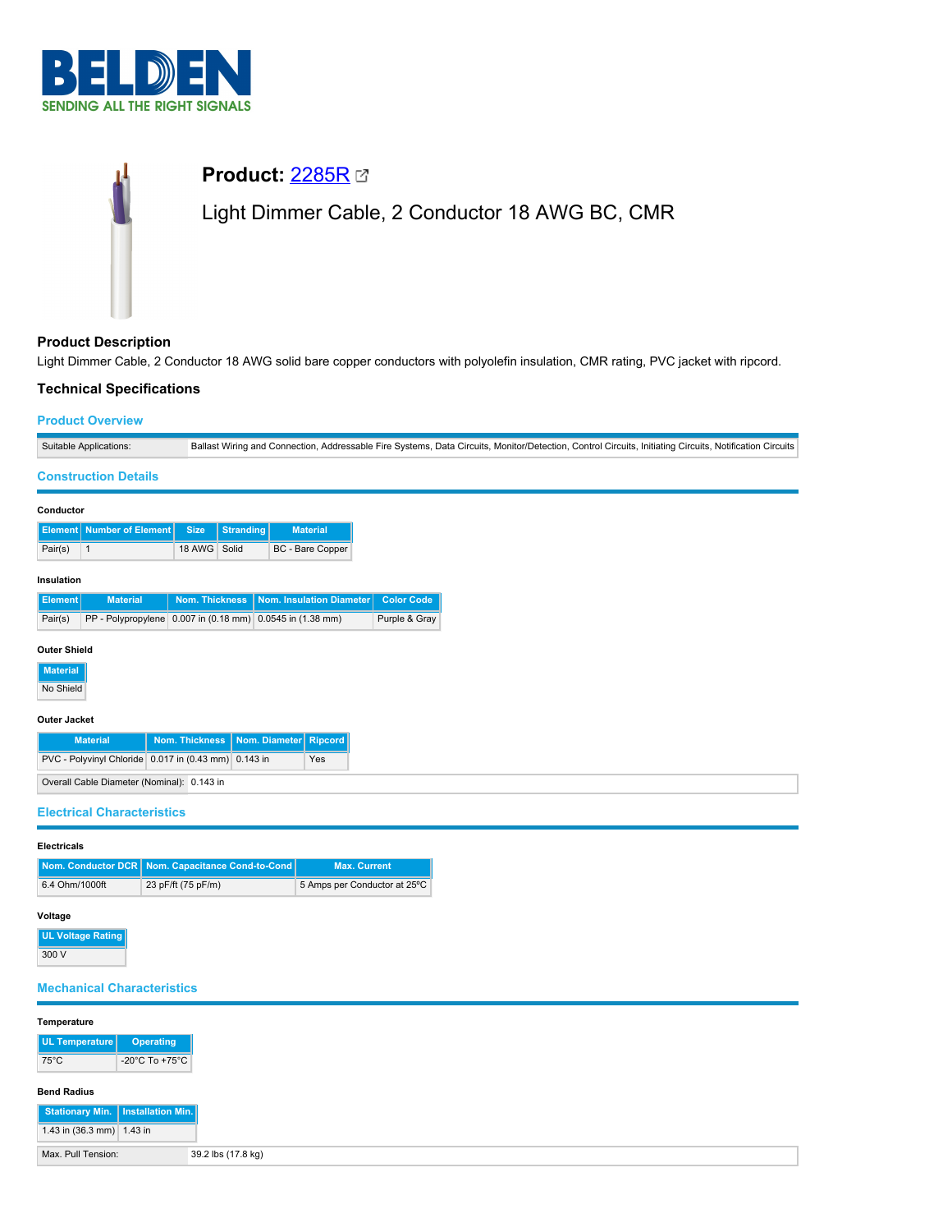BELDEN
SENDING ALL THE RIGHT SIGNALS

# Product: 2285R

## Light Dimmer Cable, 2 Conductor 18 AWG BC, CMR

### Product Description

Light Dimmer Cable, 2 Conductor 18 AWG solid bare copper conductors with polyolefin insulation, CMR rating, PVC jacket with ripcord.

### Technical Specifications

#### Product Overview

| Suitable Applications: | Ballast Wiring and Connection, Addressable Fire Systems, Data Circuits, Monitor/Detection, Control Circuits, Initiating Circuits, Notification Circuits |
|---|---|

#### Construction Details

**Conductor**

| Element | Number of Element | Size | Stranding | Material |
|---|---|---|---|---|
| Pair(s) | 1 | 18 AWG | Solid | BC - Bare Copper |

**Insulation**

| Element | Material | Nom. Thickness | Nom. Insulation Diameter | Color Code |
|---|---|---|---|---|
| Pair(s) | PP - Polypropylene | 0.007 in (0.18 mm) | 0.0545 in (1.38 mm) | Purple & Gray |

**Outer Shield**

| Material |
|---|
| No Shield |

**Outer Jacket**

| Material | Nom. Thickness | Nom. Diameter | Ripcord |
|---|---|---|---|
| PVC - Polyvinyl Chloride | 0.017 in (0.43 mm) | 0.143 in | Yes |

| Overall Cable Diameter (Nominal): | 0.143 in |
|---|---|

#### Electrical Characteristics

**Electricals**

| Nom. Conductor DCR | Nom. Capacitance Cond-to-Cond | Max. Current |
|---|---|---|
| 6.4 Ohm/1000ft | 23 pF/ft (75 pF/m) | 5 Amps per Conductor at 25ºC |

**Voltage**

| UL Voltage Rating |
|---|
| 300 V |

#### Mechanical Characteristics

**Temperature**

| UL Temperature | Operating |
|---|---|
| 75°C | -20°C To +75°C |

**Bend Radius**

| Stationary Min. | Installation Min. |
|---|---|
| 1.43 in (36.3 mm) | 1.43 in |

| Max. Pull Tension: | 39.2 lbs (17.8 kg) |
|---|---|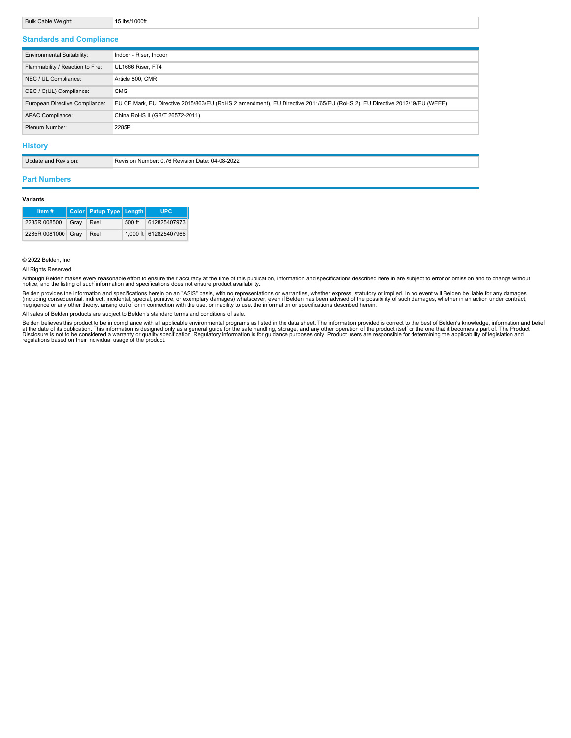| | |
|---|---|
| Bulk Cable Weight: | 15 lbs/1000ft |

## Standards and Compliance

| | |
|---|---|
| Environmental Suitability: | Indoor - Riser, Indoor |
| Flammability / Reaction to Fire: | UL1666 Riser, FT4 |
| NEC / UL Compliance: | Article 800, CMR |
| CEC / C(UL) Compliance: | CMG |
| European Directive Compliance: | EU CE Mark, EU Directive 2015/863/EU (RoHS 2 amendment), EU Directive 2011/65/EU (RoHS 2), EU Directive 2012/19/EU (WEEE) |
| APAC Compliance: | China RoHS II (GB/T 26572-2011) |
| Plenum Number: | 2285P |

## History

| | |
|---|---|
| Update and Revision: | Revision Number: 0.76 Revision Date: 04-08-2022 |

## Part Numbers

**Variants**

| Item # | Color | Putup Type | Length | UPC |
|---|---|---|---|---|
| 2285R 008500 | Gray | Reel | 500 ft | 612825407973 |
| 2285R 0081000 | Gray | Reel | 1,000 ft | 612825407966 |

© 2022 Belden, Inc

All Rights Reserved.

Although Belden makes every reasonable effort to ensure their accuracy at the time of this publication, information and specifications described here in are subject to error or omission and to change without notice, and the listing of such information and specifications does not ensure product availability.

Belden provides the information and specifications herein on an "ASIS" basis, with no representations or warranties, whether express, statutory or implied. In no event will Belden be liable for any damages (including consequential, indirect, incidental, special, punitive, or exemplary damages) whatsoever, even if Belden has been advised of the possibility of such damages, whether in an action under contract, negligence or any other theory, arising out of or in connection with the use, or inability to use, the information or specifications described herein.

All sales of Belden products are subject to Belden's standard terms and conditions of sale.

Belden believes this product to be in compliance with all applicable environmental programs as listed in the data sheet. The information provided is correct to the best of Belden's knowledge, information and belief at the date of its publication. This information is designed only as a general guide for the safe handling, storage, and any other operation of the product itself or the one that it becomes a part of. The Product Disclosure is not to be considered a warranty or quality specification. Regulatory information is for guidance purposes only. Product users are responsible for determining the applicability of legislation and regulations based on their individual usage of the product.